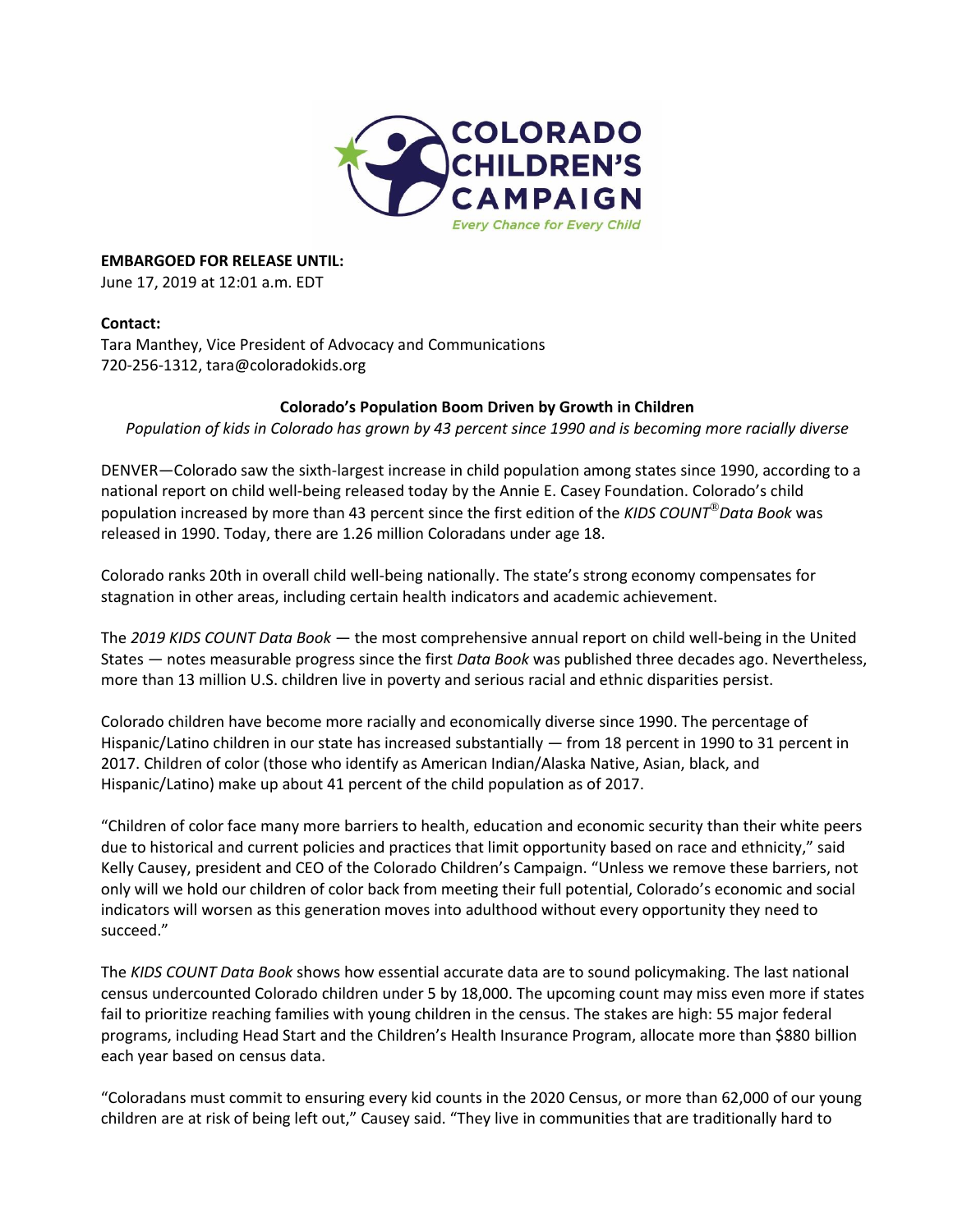**EMBARGOED FOR RELEASE UNTIL:**
June 17, 2019 at 12:01 a.m. EDT

**Contact:**
Tara Manthey, Vice President of Advocacy and Communications
720-256-1312, tara@coloradokids.org

**Colorado's Population Boom Driven by Growth in Children**

*Population of kids in Colorado has grown by 43 percent since 1990 and is becoming more racially diverse*

DENVER—Colorado saw the sixth-largest increase in child population among states since 1990, according to a national report on child well-being released today by the Annie E. Casey Foundation. Colorado's child population increased by more than 43 percent since the first edition of the *KIDS COUNT® Data Book* was released in 1990. Today, there are 1.26 million Coloradans under age 18.

Colorado ranks 20th in overall child well-being nationally. The state's strong economy compensates for stagnation in other areas, including certain health indicators and academic achievement.

The *2019 KIDS COUNT Data Book* — the most comprehensive annual report on child well-being in the United States — notes measurable progress since the first *Data Book* was published three decades ago. Nevertheless, more than 13 million U.S. children live in poverty and serious racial and ethnic disparities persist.

Colorado children have become more racially and economically diverse since 1990. The percentage of Hispanic/Latino children in our state has increased substantially — from 18 percent in 1990 to 31 percent in 2017. Children of color (those who identify as American Indian/Alaska Native, Asian, black, and Hispanic/Latino) make up about 41 percent of the child population as of 2017.

"Children of color face many more barriers to health, education and economic security than their white peers due to historical and current policies and practices that limit opportunity based on race and ethnicity," said Kelly Causey, president and CEO of the Colorado Children's Campaign. "Unless we remove these barriers, not only will we hold our children of color back from meeting their full potential, Colorado's economic and social indicators will worsen as this generation moves into adulthood without every opportunity they need to succeed."

The *KIDS COUNT Data Book* shows how essential accurate data are to sound policymaking. The last national census undercounted Colorado children under 5 by 18,000. The upcoming count may miss even more if states fail to prioritize reaching families with young children in the census. The stakes are high: 55 major federal programs, including Head Start and the Children's Health Insurance Program, allocate more than $880 billion each year based on census data.

"Coloradans must commit to ensuring every kid counts in the 2020 Census, or more than 62,000 of our young children are at risk of being left out," Causey said. "They live in communities that are traditionally hard to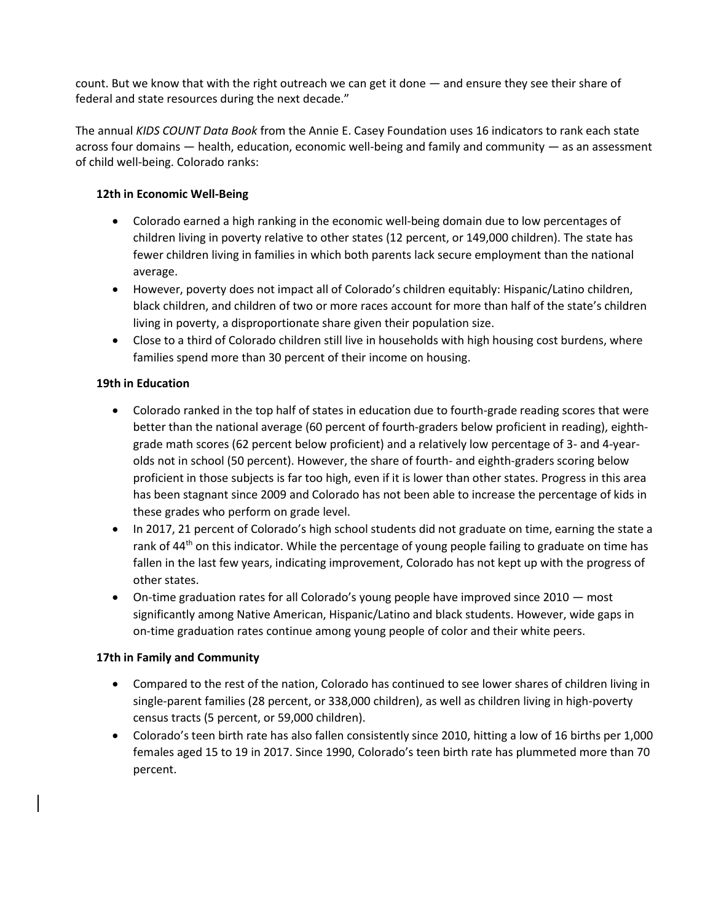count. But we know that with the right outreach we can get it done — and ensure they see their share of federal and state resources during the next decade."

The annual *KIDS COUNT Data Book* from the Annie E. Casey Foundation uses 16 indicators to rank each state across four domains — health, education, economic well-being and family and community — as an assessment of child well-being. Colorado ranks:

**12th in Economic Well-Being**

- Colorado earned a high ranking in the economic well-being domain due to low percentages of children living in poverty relative to other states (12 percent, or 149,000 children). The state has fewer children living in families in which both parents lack secure employment than the national average.
- However, poverty does not impact all of Colorado's children equitably: Hispanic/Latino children, black children, and children of two or more races account for more than half of the state's children living in poverty, a disproportionate share given their population size.
- Close to a third of Colorado children still live in households with high housing cost burdens, where families spend more than 30 percent of their income on housing.

**19th in Education**

- Colorado ranked in the top half of states in education due to fourth-grade reading scores that were better than the national average (60 percent of fourth-graders below proficient in reading), eighth-grade math scores (62 percent below proficient) and a relatively low percentage of 3- and 4-year-olds not in school (50 percent). However, the share of fourth- and eighth-graders scoring below proficient in those subjects is far too high, even if it is lower than other states. Progress in this area has been stagnant since 2009 and Colorado has not been able to increase the percentage of kids in these grades who perform on grade level.
- In 2017, 21 percent of Colorado's high school students did not graduate on time, earning the state a rank of 44th on this indicator. While the percentage of young people failing to graduate on time has fallen in the last few years, indicating improvement, Colorado has not kept up with the progress of other states.
- On-time graduation rates for all Colorado's young people have improved since 2010 — most significantly among Native American, Hispanic/Latino and black students. However, wide gaps in on-time graduation rates continue among young people of color and their white peers.

**17th in Family and Community**

- Compared to the rest of the nation, Colorado has continued to see lower shares of children living in single-parent families (28 percent, or 338,000 children), as well as children living in high-poverty census tracts (5 percent, or 59,000 children).
- Colorado's teen birth rate has also fallen consistently since 2010, hitting a low of 16 births per 1,000 females aged 15 to 19 in 2017. Since 1990, Colorado's teen birth rate has plummeted more than 70 percent.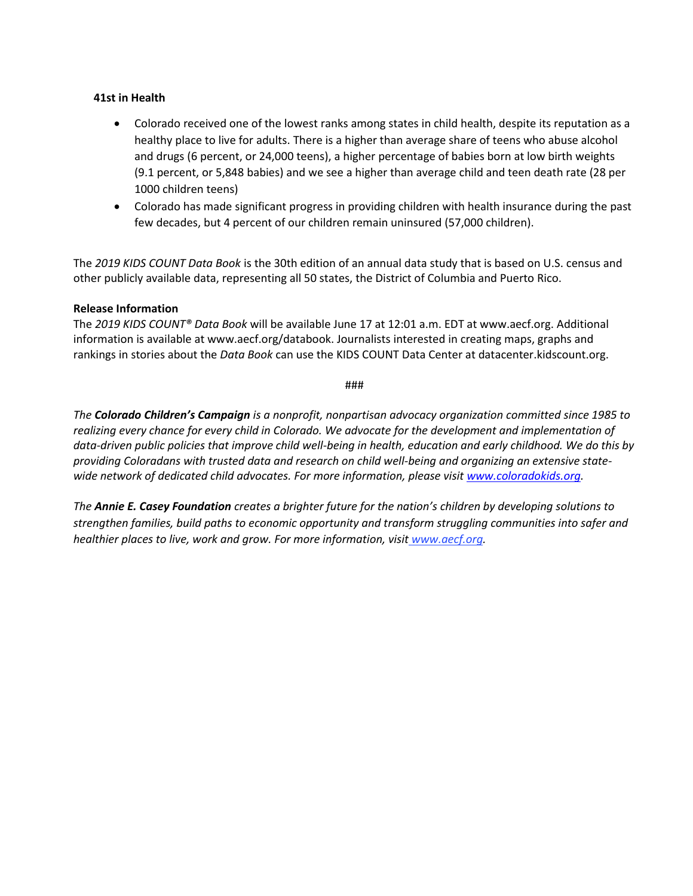**41st in Health**

- Colorado received one of the lowest ranks among states in child health, despite its reputation as a healthy place to live for adults. There is a higher than average share of teens who abuse alcohol and drugs (6 percent, or 24,000 teens), a higher percentage of babies born at low birth weights (9.1 percent, or 5,848 babies) and we see a higher than average child and teen death rate (28 per 1000 children teens)
- Colorado has made significant progress in providing children with health insurance during the past few decades, but 4 percent of our children remain uninsured (57,000 children).

The *2019 KIDS COUNT Data Book* is the 30th edition of an annual data study that is based on U.S. census and other publicly available data, representing all 50 states, the District of Columbia and Puerto Rico.

**Release Information**

The *2019 KIDS COUNT® Data Book* will be available June 17 at 12:01 a.m. EDT at www.aecf.org. Additional information is available at www.aecf.org/databook. Journalists interested in creating maps, graphs and rankings in stories about the *Data Book* can use the KIDS COUNT Data Center at datacenter.kidscount.org.

###

*The* ***Colorado Children's Campaign*** *is a nonprofit, nonpartisan advocacy organization committed since 1985 to realizing every chance for every child in Colorado. We advocate for the development and implementation of data-driven public policies that improve child well-being in health, education and early childhood. We do this by providing Coloradans with trusted data and research on child well-being and organizing an extensive state-wide network of dedicated child advocates. For more information, please visit [www.coloradokids.org](www.coloradokids.org).*

*The* ***Annie E. Casey Foundation*** *creates a brighter future for the nation's children by developing solutions to strengthen families, build paths to economic opportunity and transform struggling communities into safer and healthier places to live, work and grow. For more information, visit [www.aecf.org](www.aecf.org).*